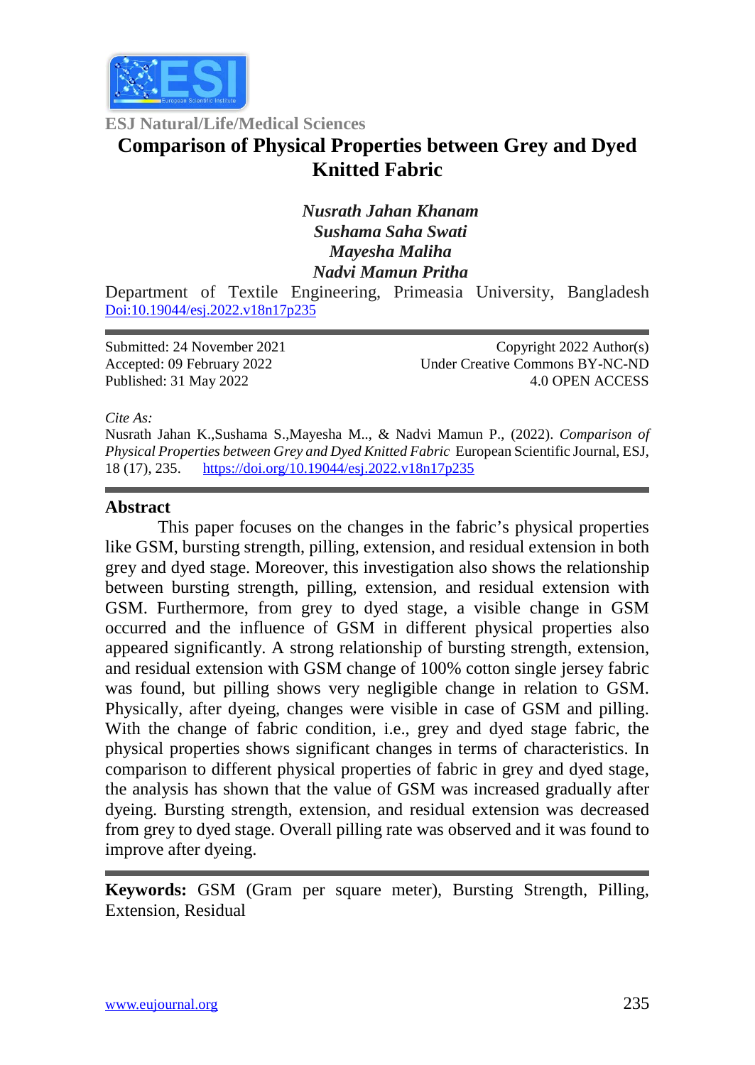ESJ Natural/Life/Medical Sciences

# Comparison of Physical Properties between Grey and Dyed Knitted Fabric

***Nusrath Jahan Khanam***
***Sushama Saha Swati***
***Mayesha Maliha***
***Nadvi Mamun Pritha***

Department of Textile Engineering, Primeasia University, Bangladesh
[Doi:10.19044/esj.2022.v18n17p235](https://doi.org/10.19044/esj.2022.v18n17p235)

Submitted: 24 November 2021
Accepted: 09 February 2022
Published: 31 May 2022

Copyright 2022 Author(s)
Under Creative Commons BY-NC-ND
4.0 OPEN ACCESS

*Cite As:*

Nusrath Jahan K.,Sushama S.,Mayesha M.., & Nadvi Mamun P., (2022). *Comparison of Physical Properties between Grey and Dyed Knitted Fabric* European Scientific Journal, ESJ, 18 (17), 235. <https://doi.org/10.19044/esj.2022.v18n17p235>

## Abstract

This paper focuses on the changes in the fabric's physical properties like GSM, bursting strength, pilling, extension, and residual extension in both grey and dyed stage. Moreover, this investigation also shows the relationship between bursting strength, pilling, extension, and residual extension with GSM. Furthermore, from grey to dyed stage, a visible change in GSM occurred and the influence of GSM in different physical properties also appeared significantly. A strong relationship of bursting strength, extension, and residual extension with GSM change of 100% cotton single jersey fabric was found, but pilling shows very negligible change in relation to GSM. Physically, after dyeing, changes were visible in case of GSM and pilling. With the change of fabric condition, i.e., grey and dyed stage fabric, the physical properties shows significant changes in terms of characteristics. In comparison to different physical properties of fabric in grey and dyed stage, the analysis has shown that the value of GSM was increased gradually after dyeing. Bursting strength, extension, and residual extension was decreased from grey to dyed stage. Overall pilling rate was observed and it was found to improve after dyeing.

**Keywords:** GSM (Gram per square meter), Bursting Strength, Pilling, Extension, Residual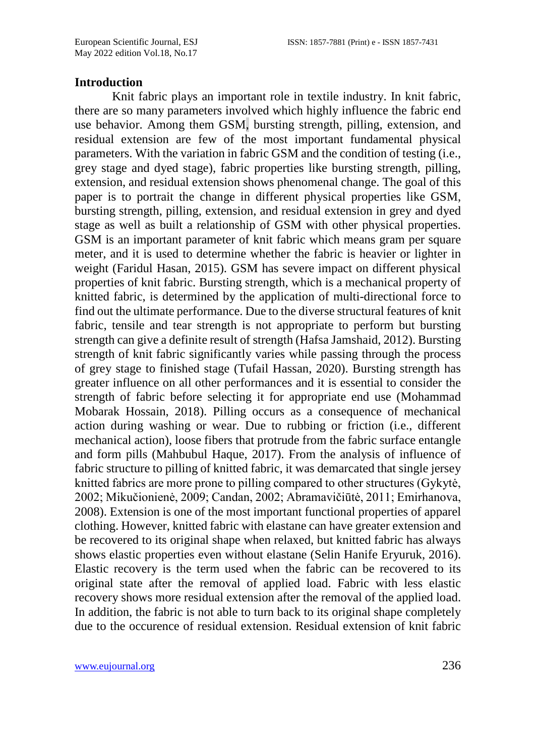## Introduction

Knit fabric plays an important role in textile industry. In knit fabric, there are so many parameters involved which highly influence the fabric end use behavior. Among them GSM, bursting strength, pilling, extension, and residual extension are few of the most important fundamental physical parameters. With the variation in fabric GSM and the condition of testing (i.e., grey stage and dyed stage), fabric properties like bursting strength, pilling, extension, and residual extension shows phenomenal change. The goal of this paper is to portrait the change in different physical properties like GSM, bursting strength, pilling, extension, and residual extension in grey and dyed stage as well as built a relationship of GSM with other physical properties. GSM is an important parameter of knit fabric which means gram per square meter, and it is used to determine whether the fabric is heavier or lighter in weight (Faridul Hasan, 2015). GSM has severe impact on different physical properties of knit fabric. Bursting strength, which is a mechanical property of knitted fabric, is determined by the application of multi-directional force to find out the ultimate performance. Due to the diverse structural features of knit fabric, tensile and tear strength is not appropriate to perform but bursting strength can give a definite result of strength (Hafsa Jamshaid, 2012). Bursting strength of knit fabric significantly varies while passing through the process of grey stage to finished stage (Tufail Hassan, 2020). Bursting strength has greater influence on all other performances and it is essential to consider the strength of fabric before selecting it for appropriate end use (Mohammad Mobarak Hossain, 2018). Pilling occurs as a consequence of mechanical action during washing or wear. Due to rubbing or friction (i.e., different mechanical action), loose fibers that protrude from the fabric surface entangle and form pills (Mahbubul Haque, 2017). From the analysis of influence of fabric structure to pilling of knitted fabric, it was demarcated that single jersey knitted fabrics are more prone to pilling compared to other structures (Gykytė, 2002; Mikučionienė, 2009; Candan, 2002; Abramavičiūtė, 2011; Emirhanova, 2008). Extension is one of the most important functional properties of apparel clothing. However, knitted fabric with elastane can have greater extension and be recovered to its original shape when relaxed, but knitted fabric has always shows elastic properties even without elastane (Selin Hanife Eryuruk, 2016). Elastic recovery is the term used when the fabric can be recovered to its original state after the removal of applied load. Fabric with less elastic recovery shows more residual extension after the removal of the applied load. In addition, the fabric is not able to turn back to its original shape completely due to the occurence of residual extension. Residual extension of knit fabric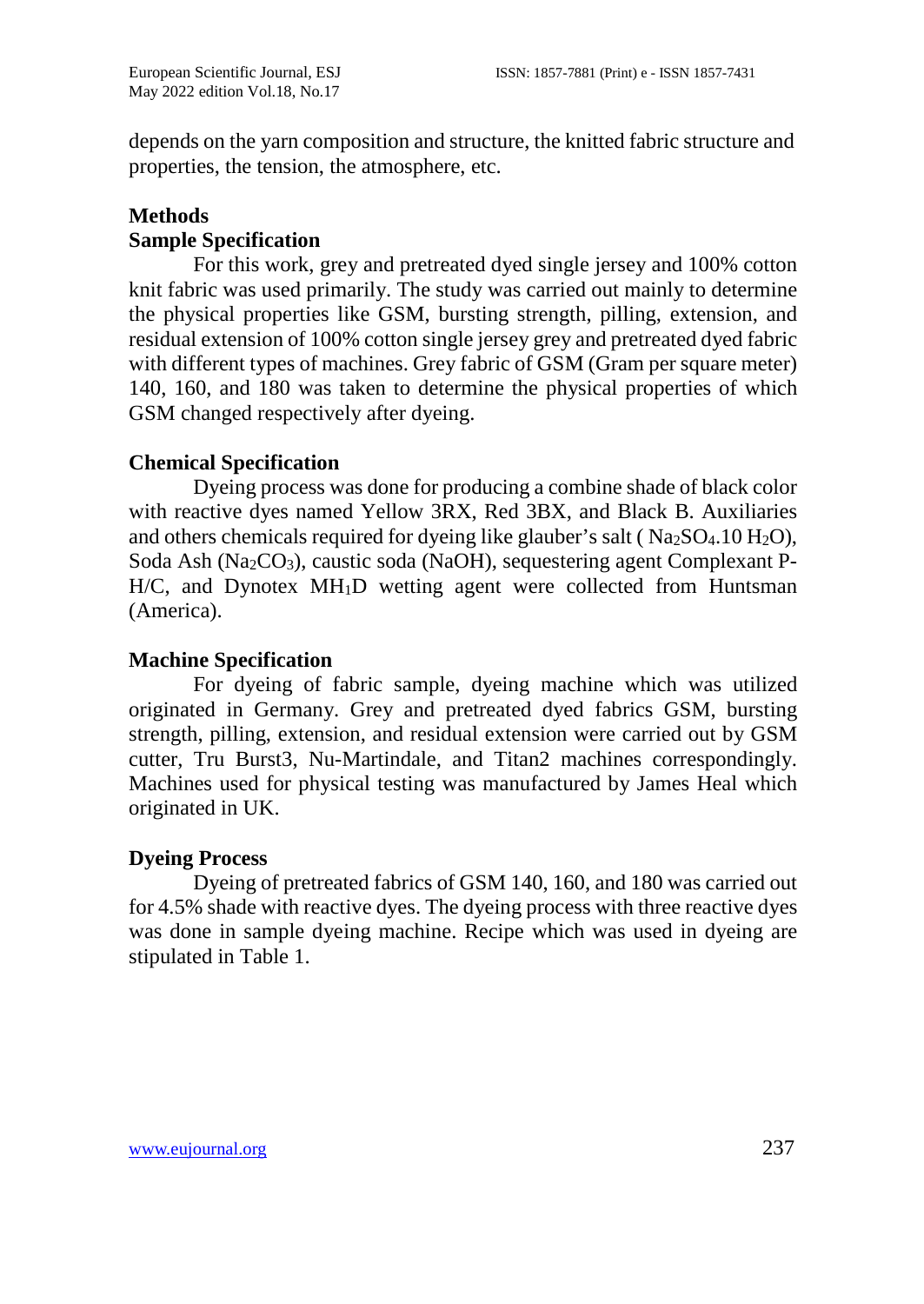depends on the yarn composition and structure, the knitted fabric structure and properties, the tension, the atmosphere, etc.

## Methods

### Sample Specification

For this work, grey and pretreated dyed single jersey and 100% cotton knit fabric was used primarily. The study was carried out mainly to determine the physical properties like GSM, bursting strength, pilling, extension, and residual extension of 100% cotton single jersey grey and pretreated dyed fabric with different types of machines. Grey fabric of GSM (Gram per square meter) 140, 160, and 180 was taken to determine the physical properties of which GSM changed respectively after dyeing.

### Chemical Specification

Dyeing process was done for producing a combine shade of black color with reactive dyes named Yellow 3RX, Red 3BX, and Black B. Auxiliaries and others chemicals required for dyeing like glauber's salt ( $Na_2SO_4.10\ H_2O$), Soda Ash ($Na_2CO_3$), caustic soda (NaOH), sequestering agent Complexant P-H/C, and Dynotex $MH_1D$ wetting agent were collected from Huntsman (America).

### Machine Specification

For dyeing of fabric sample, dyeing machine which was utilized originated in Germany. Grey and pretreated dyed fabrics GSM, bursting strength, pilling, extension, and residual extension were carried out by GSM cutter, Tru Burst3, Nu-Martindale, and Titan2 machines correspondingly. Machines used for physical testing was manufactured by James Heal which originated in UK.

### Dyeing Process

Dyeing of pretreated fabrics of GSM 140, 160, and 180 was carried out for 4.5% shade with reactive dyes. The dyeing process with three reactive dyes was done in sample dyeing machine. Recipe which was used in dyeing are stipulated in Table 1.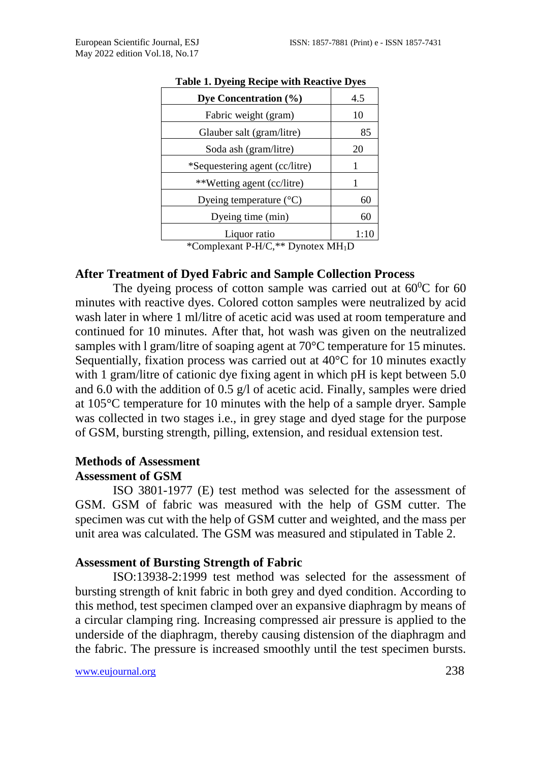**Table 1. Dyeing Recipe with Reactive Dyes**

| Dye Concentration (%) | 4.5 |
| --- | --- |
| Fabric weight (gram) | 10 |
| Glauber salt (gram/litre) | 85 |
| Soda ash (gram/litre) | 20 |
| *Sequestering agent (cc/litre) | 1 |
| **Wetting agent (cc/litre) | 1 |
| Dyeing temperature (°C) | 60 |
| Dyeing time (min) | 60 |
| Liquor ratio | 1:10 |

*Complexant P-H/C,** Dynotex $MH_1D$

## After Treatment of Dyed Fabric and Sample Collection Process

The dyeing process of cotton sample was carried out at $60^0$C for 60 minutes with reactive dyes. Colored cotton samples were neutralized by acid wash later in where 1 ml/litre of acetic acid was used at room temperature and continued for 10 minutes. After that, hot wash was given on the neutralized samples with l gram/litre of soaping agent at 70°C temperature for 15 minutes. Sequentially, fixation process was carried out at 40°C for 10 minutes exactly with 1 gram/litre of cationic dye fixing agent in which pH is kept between 5.0 and 6.0 with the addition of 0.5 g/l of acetic acid. Finally, samples were dried at 105°C temperature for 10 minutes with the help of a sample dryer. Sample was collected in two stages i.e., in grey stage and dyed stage for the purpose of GSM, bursting strength, pilling, extension, and residual extension test.

## Methods of Assessment

### Assessment of GSM

ISO 3801-1977 (E) test method was selected for the assessment of GSM. GSM of fabric was measured with the help of GSM cutter. The specimen was cut with the help of GSM cutter and weighted, and the mass per unit area was calculated. The GSM was measured and stipulated in Table 2.

### Assessment of Bursting Strength of Fabric

ISO:13938-2:1999 test method was selected for the assessment of bursting strength of knit fabric in both grey and dyed condition. According to this method, test specimen clamped over an expansive diaphragm by means of a circular clamping ring. Increasing compressed air pressure is applied to the underside of the diaphragm, thereby causing distension of the diaphragm and the fabric. The pressure is increased smoothly until the test specimen bursts.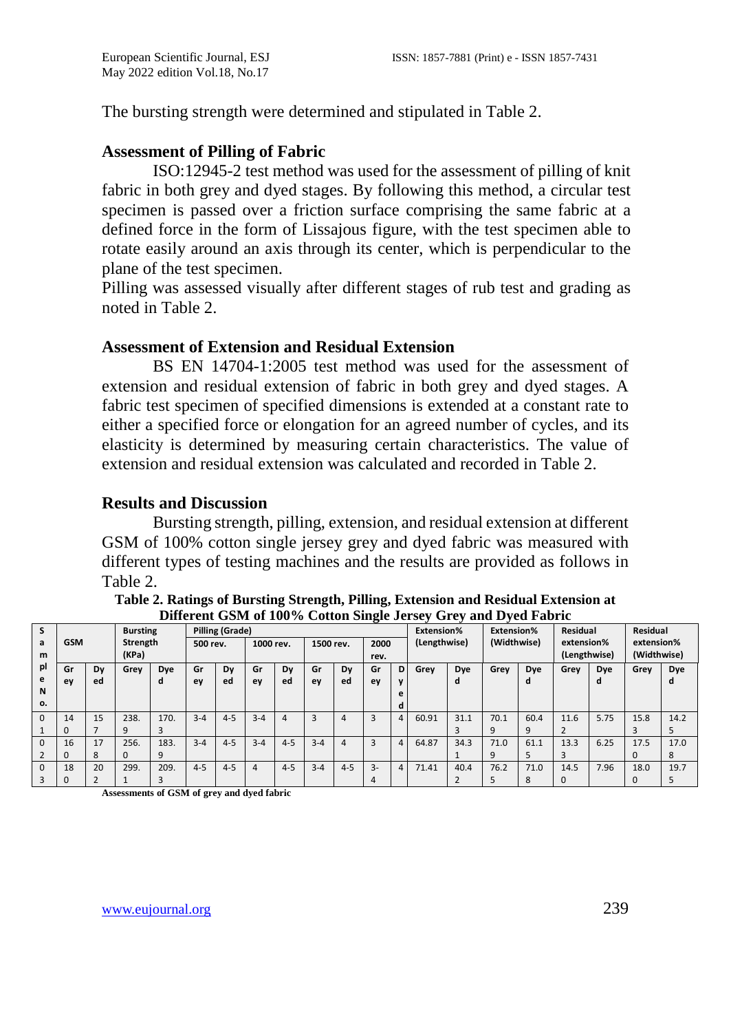The bursting strength were determined and stipulated in Table 2.

### Assessment of Pilling of Fabric

ISO:12945-2 test method was used for the assessment of pilling of knit fabric in both grey and dyed stages. By following this method, a circular test specimen is passed over a friction surface comprising the same fabric at a defined force in the form of Lissajous figure, with the test specimen able to rotate easily around an axis through its center, which is perpendicular to the plane of the test specimen.

Pilling was assessed visually after different stages of rub test and grading as noted in Table 2.

### Assessment of Extension and Residual Extension

BS EN 14704-1:2005 test method was used for the assessment of extension and residual extension of fabric in both grey and dyed stages. A fabric test specimen of specified dimensions is extended at a constant rate to either a specified force or elongation for an agreed number of cycles, and its elasticity is determined by measuring certain characteristics. The value of extension and residual extension was calculated and recorded in Table 2.

### Results and Discussion

Bursting strength, pilling, extension, and residual extension at different GSM of 100% cotton single jersey grey and dyed fabric was measured with different types of testing machines and the results are provided as follows in Table 2.

**Table 2. Ratings of Bursting Strength, Pilling, Extension and Residual Extension at Different GSM of 100% Cotton Single Jersey Grey and Dyed Fabric**

| Sample No. | GSM | | Bursting Strength (KPa) | | Pilling (Grade) | | | | | | | | Extension% (Lengthwise) | | Extension% (Widthwise) | | Residual extension% (Lengthwise) | | Residual extension% (Widthwise) | |
|---|---|---|---|---|---|---|---|---|---|---|---|---|---|---|---|---|---|---|---|---|
| | | | | | 500 rev. | | 1000 rev. | | 1500 rev. | | 2000 rev. | | | | | | | | | |
| | Grey | Dyed | Grey | Dyed | Grey | Dyed | Grey | Dyed | Grey | Dyed | Grey | Dyed | Grey | Dyed | Grey | Dyed | Grey | Dyed | Grey | Dyed |
| 01 | 140 | 157 | 238.9 | 170.3 | 3-4 | 4-5 | 3-4 | 4 | 3 | 4 | 3 | 4 | 60.91 | 31.13 | 70.19 | 60.49 | 11.62 | 5.75 | 15.83 | 14.25 |
| 02 | 160 | 178 | 256.0 | 183.9 | 3-4 | 4-5 | 3-4 | 4-5 | 3-4 | 4 | 3 | 4 | 64.87 | 34.31 | 71.09 | 61.15 | 13.33 | 6.25 | 17.50 | 17.08 |
| 03 | 180 | 202 | 299.1 | 209.3 | 4-5 | 4-5 | 4 | 4-5 | 3-4 | 4-5 | 3-4 | 4 | 71.41 | 40.42 | 76.25 | 71.08 | 14.50 | 7.96 | 18.00 | 19.75 |

**Assessments of GSM of grey and dyed fabric**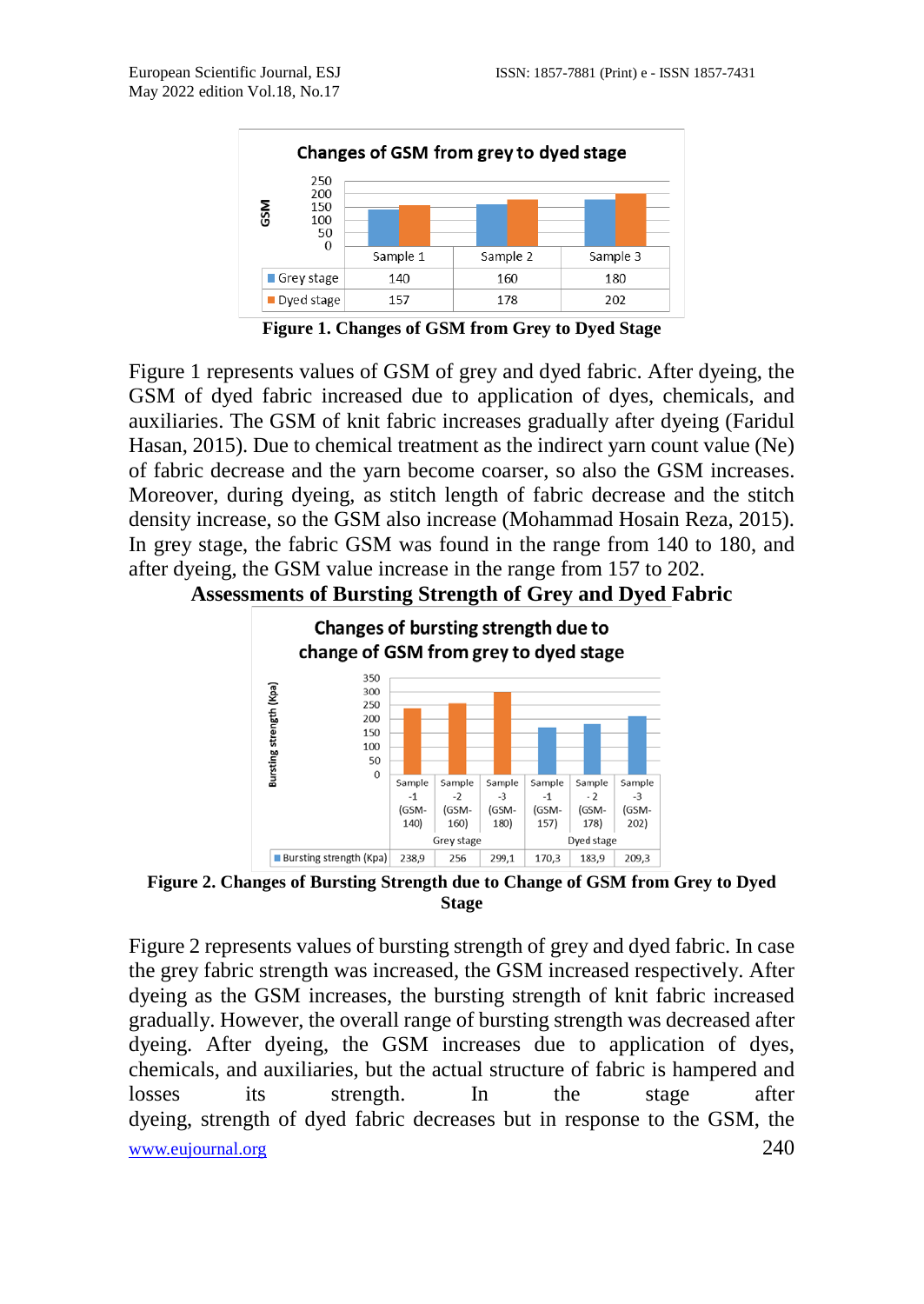| | Sample 1 | Sample 2 | Sample 3 |
|---|---|---|---|
| Grey stage | 140 | 160 | 180 |
| Dyed stage | 157 | 178 | 202 |

**Figure 1. Changes of GSM from Grey to Dyed Stage**

Figure 1 represents values of GSM of grey and dyed fabric. After dyeing, the GSM of dyed fabric increased due to application of dyes, chemicals, and auxiliaries. The GSM of knit fabric increases gradually after dyeing (Faridul Hasan, 2015). Due to chemical treatment as the indirect yarn count value (Ne) of fabric decrease and the yarn become coarser, so also the GSM increases. Moreover, during dyeing, as stitch length of fabric decrease and the stitch density increase, so the GSM also increase (Mohammad Hosain Reza, 2015). In grey stage, the fabric GSM was found in the range from 140 to 180, and after dyeing, the GSM value increase in the range from 157 to 202.

## Assessments of Bursting Strength of Grey and Dyed Fabric

| | Grey stage | | | Dyed stage | | |
|---|---|---|---|---|---|---|
| | Sample -1 (GSM-140) | Sample -2 (GSM-160) | Sample -3 (GSM-180) | Sample -1 (GSM-157) | Sample - 2 (GSM-178) | Sample -3 (GSM-202) |
| Bursting strength (Kpa) | 238,9 | 256 | 299,1 | 170,3 | 183,9 | 209,3 |

**Figure 2. Changes of Bursting Strength due to Change of GSM from Grey to Dyed Stage**

Figure 2 represents values of bursting strength of grey and dyed fabric. In case the grey fabric strength was increased, the GSM increased respectively. After dyeing as the GSM increases, the bursting strength of knit fabric increased gradually. However, the overall range of bursting strength was decreased after dyeing. After dyeing, the GSM increases due to application of dyes, chemicals, and auxiliaries, but the actual structure of fabric is hampered and losses its strength. In the stage after dyeing, strength of dyed fabric decreases but in response to the GSM, the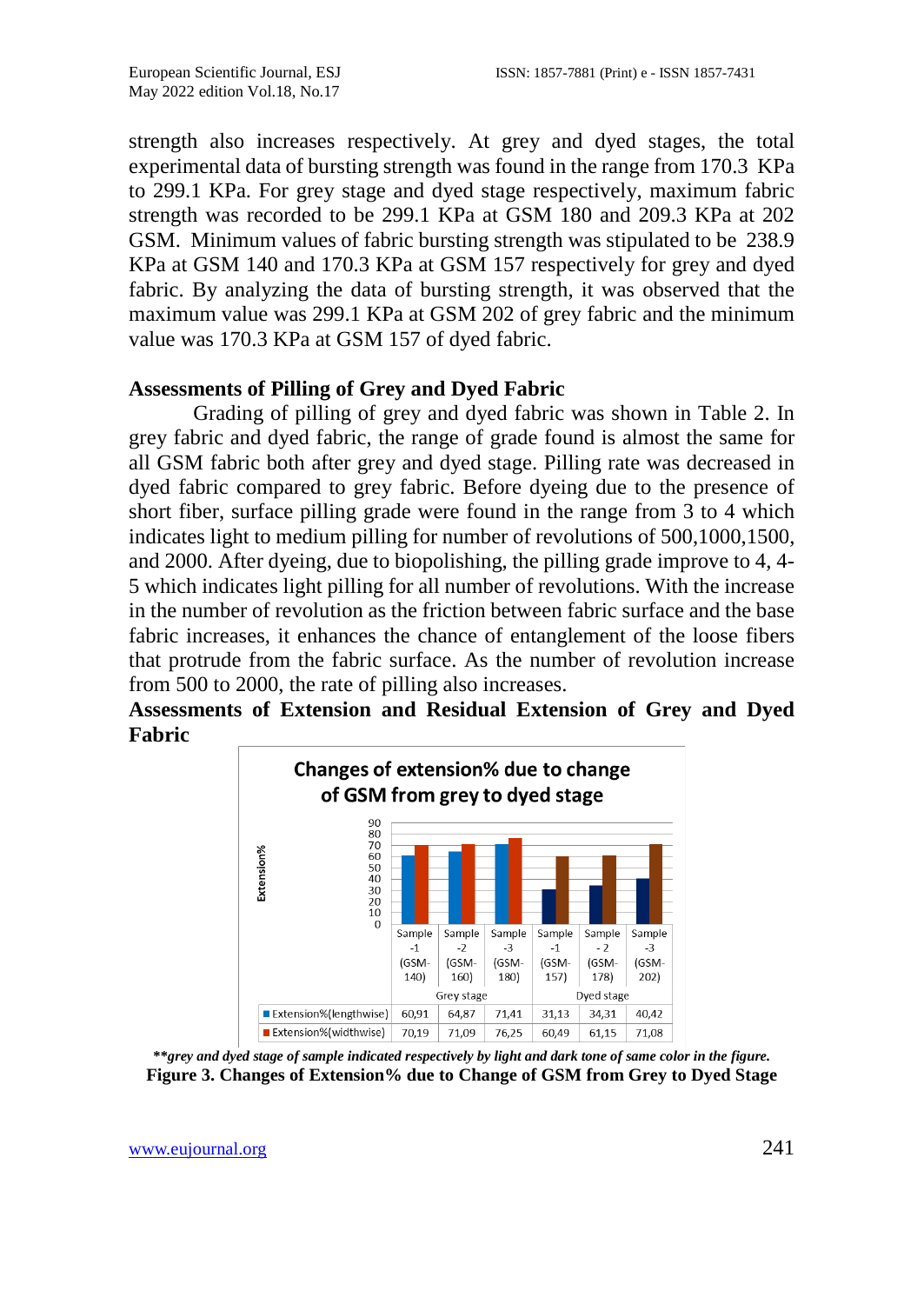strength also increases respectively. At grey and dyed stages, the total experimental data of bursting strength was found in the range from 170.3 KPa to 299.1 KPa. For grey stage and dyed stage respectively, maximum fabric strength was recorded to be 299.1 KPa at GSM 180 and 209.3 KPa at 202 GSM. Minimum values of fabric bursting strength was stipulated to be 238.9 KPa at GSM 140 and 170.3 KPa at GSM 157 respectively for grey and dyed fabric. By analyzing the data of bursting strength, it was observed that the maximum value was 299.1 KPa at GSM 202 of grey fabric and the minimum value was 170.3 KPa at GSM 157 of dyed fabric.

## Assessments of Pilling of Grey and Dyed Fabric

Grading of pilling of grey and dyed fabric was shown in Table 2. In grey fabric and dyed fabric, the range of grade found is almost the same for all GSM fabric both after grey and dyed stage. Pilling rate was decreased in dyed fabric compared to grey fabric. Before dyeing due to the presence of short fiber, surface pilling grade were found in the range from 3 to 4 which indicates light to medium pilling for number of revolutions of 500,1000,1500, and 2000. After dyeing, due to biopolishing, the pilling grade improve to 4, 4-5 which indicates light pilling for all number of revolutions. With the increase in the number of revolution as the friction between fabric surface and the base fabric increases, it enhances the chance of entanglement of the loose fibers that protrude from the fabric surface. As the number of revolution increase from 500 to 2000, the rate of pilling also increases.

## Assessments of Extension and Residual Extension of Grey and Dyed Fabric

**Changes of extension% due to change of GSM from grey to dyed stage**

| | Grey stage | | | Dyed stage | | |
|---|---|---|---|---|---|---|
| | Sample -1 (GSM-140) | Sample -2 (GSM-160) | Sample -3 (GSM-180) | Sample -1 (GSM-157) | Sample - 2 (GSM-178) | Sample -3 (GSM-202) |
| Extension%(lengthwise) | 60,91 | 64,87 | 71,41 | 31,13 | 34,31 | 40,42 |
| Extension%(widthwise) | 70,19 | 71,09 | 76,25 | 60,49 | 61,15 | 71,08 |

***\*\*grey and dyed stage of sample indicated respectively by light and dark tone of same color in the figure.***

**Figure 3. Changes of Extension% due to Change of GSM from Grey to Dyed Stage**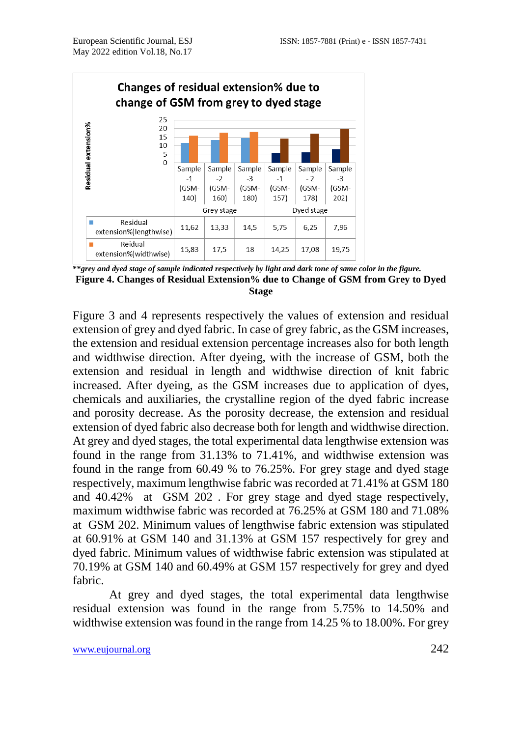**Changes of residual extension% due to change of GSM from grey to dyed stage**

| | Sample-1 (GSM-140) | Sample-2 (GSM-160) | Sample-3 (GSM-180) | Sample-1 (GSM-157) | Sample - 2 (GSM-178) | Sample-3 (GSM-202) |
|---|---|---|---|---|---|---|
| | Grey stage | | | Dyed stage | | |
| Residual extension%(lengthwise) | 11,62 | 13,33 | 14,5 | 5,75 | 6,25 | 7,96 |
| Reidual extension%(widthwise) | 15,83 | 17,5 | 18 | 14,25 | 17,08 | 19,75 |

***\*\*grey and dyed stage of sample indicated respectively by light and dark tone of same color in the figure.***

**Figure 4. Changes of Residual Extension% due to Change of GSM from Grey to Dyed Stage**

Figure 3 and 4 represents respectively the values of extension and residual extension of grey and dyed fabric. In case of grey fabric, as the GSM increases, the extension and residual extension percentage increases also for both length and widthwise direction. After dyeing, with the increase of GSM, both the extension and residual in length and widthwise direction of knit fabric increased. After dyeing, as the GSM increases due to application of dyes, chemicals and auxiliaries, the crystalline region of the dyed fabric increase and porosity decrease. As the porosity decrease, the extension and residual extension of dyed fabric also decrease both for length and widthwise direction. At grey and dyed stages, the total experimental data lengthwise extension was found in the range from 31.13% to 71.41%, and widthwise extension was found in the range from 60.49 % to 76.25%. For grey stage and dyed stage respectively, maximum lengthwise fabric was recorded at 71.41% at GSM 180 and 40.42% at GSM 202 . For grey stage and dyed stage respectively, maximum widthwise fabric was recorded at 76.25% at GSM 180 and 71.08% at GSM 202. Minimum values of lengthwise fabric extension was stipulated at 60.91% at GSM 140 and 31.13% at GSM 157 respectively for grey and dyed fabric. Minimum values of widthwise fabric extension was stipulated at 70.19% at GSM 140 and 60.49% at GSM 157 respectively for grey and dyed fabric.

At grey and dyed stages, the total experimental data lengthwise residual extension was found in the range from 5.75% to 14.50% and widthwise extension was found in the range from 14.25 % to 18.00%. For grey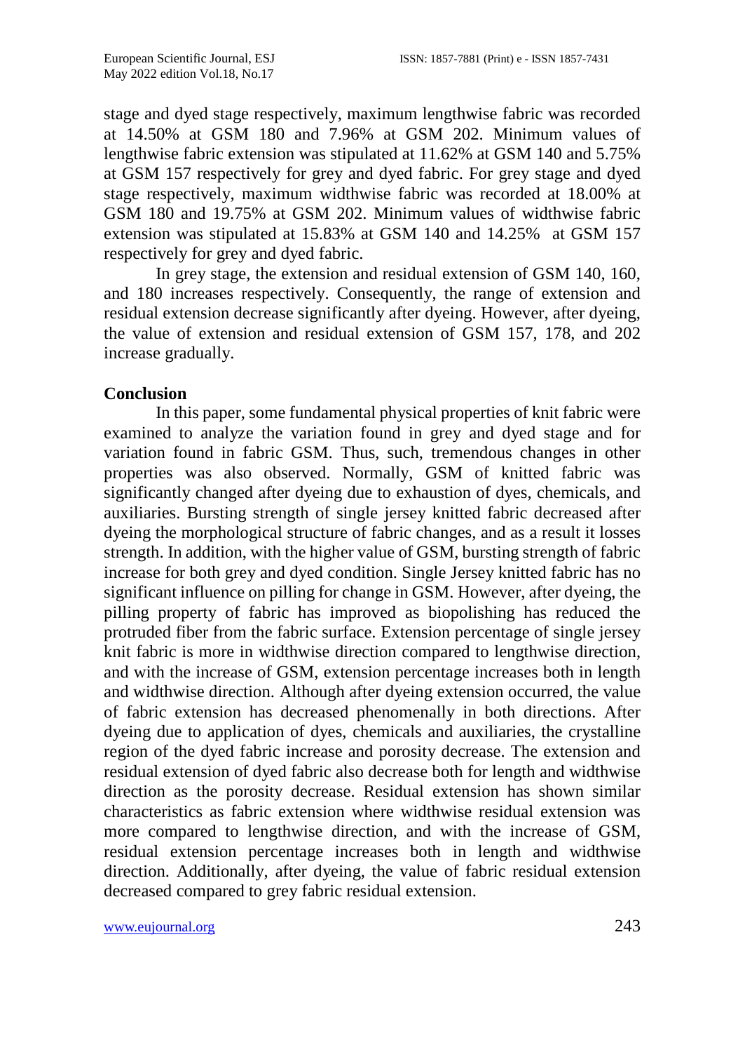stage and dyed stage respectively, maximum lengthwise fabric was recorded at 14.50% at GSM 180 and 7.96% at GSM 202. Minimum values of lengthwise fabric extension was stipulated at 11.62% at GSM 140 and 5.75% at GSM 157 respectively for grey and dyed fabric. For grey stage and dyed stage respectively, maximum widthwise fabric was recorded at 18.00% at GSM 180 and 19.75% at GSM 202. Minimum values of widthwise fabric extension was stipulated at 15.83% at GSM 140 and 14.25% at GSM 157 respectively for grey and dyed fabric.

In grey stage, the extension and residual extension of GSM 140, 160, and 180 increases respectively. Consequently, the range of extension and residual extension decrease significantly after dyeing. However, after dyeing, the value of extension and residual extension of GSM 157, 178, and 202 increase gradually.

## Conclusion

In this paper, some fundamental physical properties of knit fabric were examined to analyze the variation found in grey and dyed stage and for variation found in fabric GSM. Thus, such, tremendous changes in other properties was also observed. Normally, GSM of knitted fabric was significantly changed after dyeing due to exhaustion of dyes, chemicals, and auxiliaries. Bursting strength of single jersey knitted fabric decreased after dyeing the morphological structure of fabric changes, and as a result it losses strength. In addition, with the higher value of GSM, bursting strength of fabric increase for both grey and dyed condition. Single Jersey knitted fabric has no significant influence on pilling for change in GSM. However, after dyeing, the pilling property of fabric has improved as biopolishing has reduced the protruded fiber from the fabric surface. Extension percentage of single jersey knit fabric is more in widthwise direction compared to lengthwise direction, and with the increase of GSM, extension percentage increases both in length and widthwise direction. Although after dyeing extension occurred, the value of fabric extension has decreased phenomenally in both directions. After dyeing due to application of dyes, chemicals and auxiliaries, the crystalline region of the dyed fabric increase and porosity decrease. The extension and residual extension of dyed fabric also decrease both for length and widthwise direction as the porosity decrease. Residual extension has shown similar characteristics as fabric extension where widthwise residual extension was more compared to lengthwise direction, and with the increase of GSM, residual extension percentage increases both in length and widthwise direction. Additionally, after dyeing, the value of fabric residual extension decreased compared to grey fabric residual extension.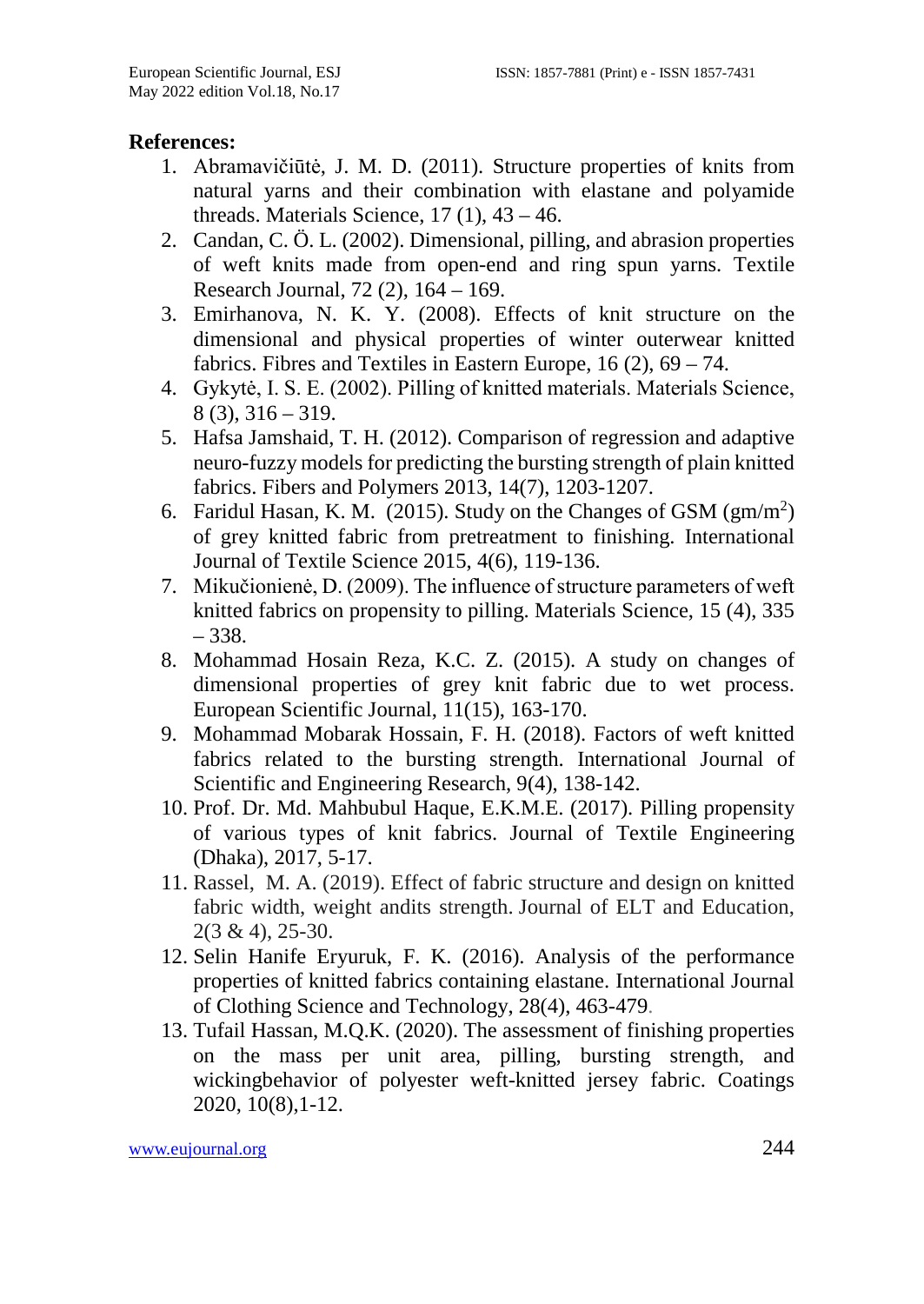**References:**

1. Abramavičiūtė, J. M. D. (2011). Structure properties of knits from natural yarns and their combination with elastane and polyamide threads. Materials Science, 17 (1), 43 – 46.
2. Candan, C. Ö. L. (2002). Dimensional, pilling, and abrasion properties of weft knits made from open-end and ring spun yarns. Textile Research Journal, 72 (2), 164 – 169.
3. Emirhanova, N. K. Y. (2008). Effects of knit structure on the dimensional and physical properties of winter outerwear knitted fabrics. Fibres and Textiles in Eastern Europe, 16 (2), 69 – 74.
4. Gykytė, I. S. E. (2002). Pilling of knitted materials. Materials Science, 8 (3), 316 – 319.
5. Hafsa Jamshaid, T. H. (2012). Comparison of regression and adaptive neuro-fuzzy models for predicting the bursting strength of plain knitted fabrics. Fibers and Polymers 2013, 14(7), 1203-1207.
6. Faridul Hasan, K. M. (2015). Study on the Changes of GSM ($gm/m^2$) of grey knitted fabric from pretreatment to finishing. International Journal of Textile Science 2015, 4(6), 119-136.
7. Mikučionienė, D. (2009). The influence of structure parameters of weft knitted fabrics on propensity to pilling. Materials Science, 15 (4), 335 – 338.
8. Mohammad Hosain Reza, K.C. Z. (2015). A study on changes of dimensional properties of grey knit fabric due to wet process. European Scientific Journal, 11(15), 163-170.
9. Mohammad Mobarak Hossain, F. H. (2018). Factors of weft knitted fabrics related to the bursting strength. International Journal of Scientific and Engineering Research, 9(4), 138-142.
10. Prof. Dr. Md. Mahbubul Haque, E.K.M.E. (2017). Pilling propensity of various types of knit fabrics. Journal of Textile Engineering (Dhaka), 2017, 5-17.
11. Rassel, M. A. (2019). Effect of fabric structure and design on knitted fabric width, weight andits strength. Journal of ELT and Education, 2(3 & 4), 25-30.
12. Selin Hanife Eryuruk, F. K. (2016). Analysis of the performance properties of knitted fabrics containing elastane. International Journal of Clothing Science and Technology, 28(4), 463-479.
13. Tufail Hassan, M.Q.K. (2020). The assessment of finishing properties on the mass per unit area, pilling, bursting strength, and wickingbehavior of polyester weft-knitted jersey fabric. Coatings 2020, 10(8),1-12.